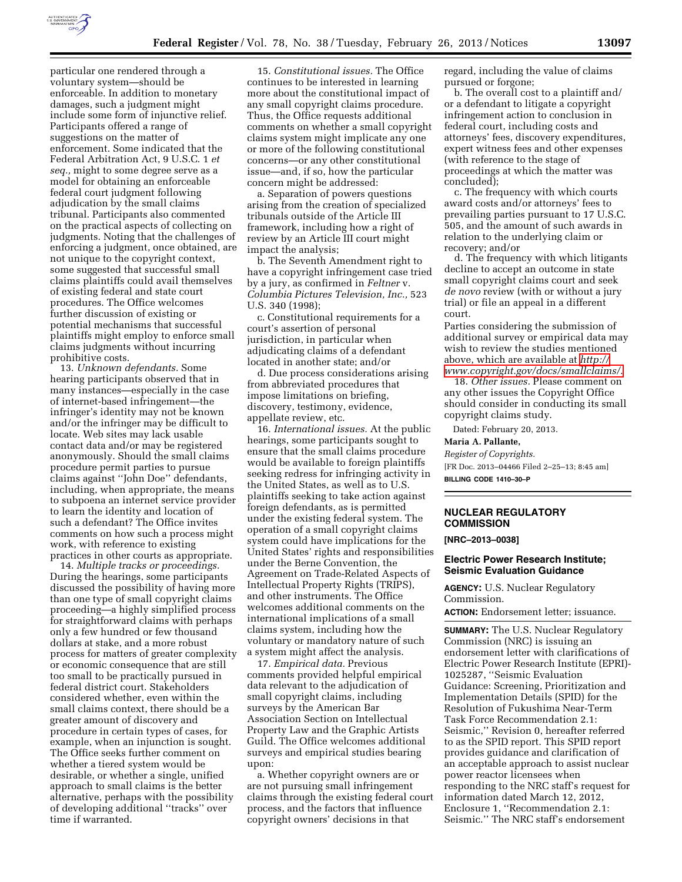particular one rendered through a voluntary system—should be enforceable. In addition to monetary damages, such a judgment might include some form of injunctive relief. Participants offered a range of suggestions on the matter of enforcement. Some indicated that the Federal Arbitration Act, 9 U.S.C. 1 *et seq.,* might to some degree serve as a model for obtaining an enforceable federal court judgment following adjudication by the small claims tribunal. Participants also commented on the practical aspects of collecting on judgments. Noting that the challenges of enforcing a judgment, once obtained, are not unique to the copyright context, some suggested that successful small claims plaintiffs could avail themselves of existing federal and state court procedures. The Office welcomes further discussion of existing or potential mechanisms that successful plaintiffs might employ to enforce small claims judgments without incurring prohibitive costs.

13. *Unknown defendants.* Some hearing participants observed that in many instances—especially in the case of internet-based infringement—the infringer's identity may not be known and/or the infringer may be difficult to locate. Web sites may lack usable contact data and/or may be registered anonymously. Should the small claims procedure permit parties to pursue claims against ''John Doe'' defendants, including, when appropriate, the means to subpoena an internet service provider to learn the identity and location of such a defendant? The Office invites comments on how such a process might work, with reference to existing practices in other courts as appropriate.

14. *Multiple tracks or proceedings.* During the hearings, some participants discussed the possibility of having more than one type of small copyright claims proceeding—a highly simplified process for straightforward claims with perhaps only a few hundred or few thousand dollars at stake, and a more robust process for matters of greater complexity or economic consequence that are still too small to be practically pursued in federal district court. Stakeholders considered whether, even within the small claims context, there should be a greater amount of discovery and procedure in certain types of cases, for example, when an injunction is sought. The Office seeks further comment on whether a tiered system would be desirable, or whether a single, unified approach to small claims is the better alternative, perhaps with the possibility of developing additional ''tracks'' over time if warranted.

15. *Constitutional issues.* The Office continues to be interested in learning more about the constitutional impact of any small copyright claims procedure. Thus, the Office requests additional comments on whether a small copyright claims system might implicate any one or more of the following constitutional concerns—or any other constitutional issue—and, if so, how the particular concern might be addressed:

a. Separation of powers questions arising from the creation of specialized tribunals outside of the Article III framework, including how a right of review by an Article III court might impact the analysis;

b. The Seventh Amendment right to have a copyright infringement case tried by a jury, as confirmed in *Feltner* v. *Columbia Pictures Television, Inc.,* 523 U.S. 340 (1998);

c. Constitutional requirements for a court's assertion of personal jurisdiction, in particular when adjudicating claims of a defendant located in another state; and/or

d. Due process considerations arising from abbreviated procedures that impose limitations on briefing, discovery, testimony, evidence, appellate review, etc.

16. *International issues.* At the public hearings, some participants sought to ensure that the small claims procedure would be available to foreign plaintiffs seeking redress for infringing activity in the United States, as well as to U.S. plaintiffs seeking to take action against foreign defendants, as is permitted under the existing federal system. The operation of a small copyright claims system could have implications for the United States' rights and responsibilities under the Berne Convention, the Agreement on Trade-Related Aspects of Intellectual Property Rights (TRIPS), and other instruments. The Office welcomes additional comments on the international implications of a small claims system, including how the voluntary or mandatory nature of such a system might affect the analysis.

17. *Empirical data.* Previous comments provided helpful empirical data relevant to the adjudication of small copyright claims, including surveys by the American Bar Association Section on Intellectual Property Law and the Graphic Artists Guild. The Office welcomes additional surveys and empirical studies bearing upon:

a. Whether copyright owners are or are not pursuing small infringement claims through the existing federal court process, and the factors that influence copyright owners' decisions in that regard, including the value of claims pursued or forgone;

b. The overall cost to a plaintiff and/or a defendant to litigate a copyright infringement action to conclusion in federal court, including costs and attorneys' fees, discovery expenditures, expert witness fees and other expenses (with reference to the stage of proceedings at which the matter was concluded);

c. The frequency with which courts award costs and/or attorneys' fees to prevailing parties pursuant to 17 U.S.C. 505, and the amount of such awards in relation to the underlying claim or recovery; and/or

d. The frequency with which litigants decline to accept an outcome in state small copyright claims court and seek *de novo* review (with or without a jury trial) or file an appeal in a different court.

Parties considering the submission of additional survey or empirical data may wish to review the studies mentioned above, which are available at *http://www.copyright.gov/docs/smallclaims/.*

18. *Other issues.* Please comment on any other issues the Copyright Office should consider in conducting its small copyright claims study.

Dated: February 20, 2013.

**Maria A. Pallante,**

*Register of Copyrights.*

[FR Doc. 2013–04466 Filed 2–25–13; 8:45 am]

**BILLING CODE 1410–30–P**

---

## NUCLEAR REGULATORY COMMISSION

**[NRC–2013–0038]**

### Electric Power Research Institute; Seismic Evaluation Guidance

**AGENCY:** U.S. Nuclear Regulatory Commission.

**ACTION:** Endorsement letter; issuance.

**SUMMARY:** The U.S. Nuclear Regulatory Commission (NRC) is issuing an endorsement letter with clarifications of Electric Power Research Institute (EPRI)-1025287, ''Seismic Evaluation Guidance: Screening, Prioritization and Implementation Details (SPID) for the Resolution of Fukushima Near-Term Task Force Recommendation 2.1: Seismic,'' Revision 0, hereafter referred to as the SPID report. This SPID report provides guidance and clarification of an acceptable approach to assist nuclear power reactor licensees when responding to the NRC staff's request for information dated March 12, 2012, Enclosure 1, ''Recommendation 2.1: Seismic.'' The NRC staff's endorsement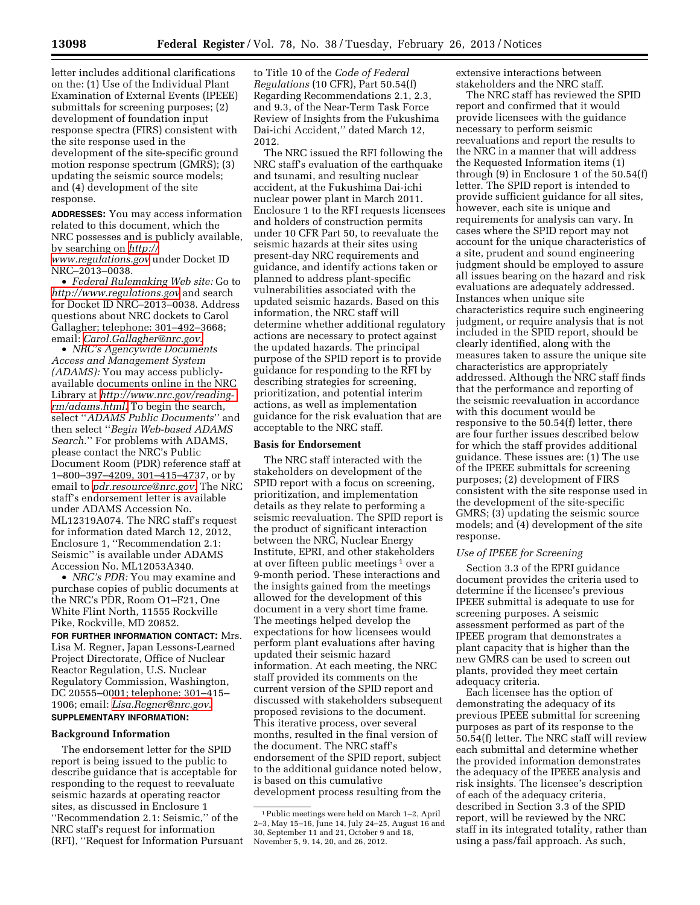letter includes additional clarifications on the: (1) Use of the Individual Plant Examination of External Events (IPEEE) submittals for screening purposes; (2) development of foundation input response spectra (FIRS) consistent with the site response used in the development of the site-specific ground motion response spectrum (GMRS); (3) updating the seismic source models; and (4) development of the site response.

**ADDRESSES:** You may access information related to this document, which the NRC possesses and is publicly available, by searching on *http://www.regulations.gov* under Docket ID NRC–2013–0038.

- *Federal Rulemaking Web site:* Go to *http://www.regulations.gov* and search for Docket ID NRC–2013–0038. Address questions about NRC dockets to Carol Gallagher; telephone: 301–492–3668; email: *Carol.Gallagher@nrc.gov.*
- *NRC's Agencywide Documents Access and Management System (ADAMS):* You may access publicly-available documents online in the NRC Library at *http://www.nrc.gov/reading-rm/adams.html.* To begin the search, select ''*ADAMS Public Documents*'' and then select ''*Begin Web-based ADAMS Search.*'' For problems with ADAMS, please contact the NRC's Public Document Room (PDR) reference staff at 1–800–397–4209, 301–415–4737, or by email to *pdr.resource@nrc.gov.* The NRC staff's endorsement letter is available under ADAMS Accession No. ML12319A074. The NRC staff's request for information dated March 12, 2012, Enclosure 1, ''Recommendation 2.1: Seismic'' is available under ADAMS Accession No. ML12053A340.
- *NRC's PDR:* You may examine and purchase copies of public documents at the NRC's PDR, Room O1–F21, One White Flint North, 11555 Rockville Pike, Rockville, MD 20852.

**FOR FURTHER INFORMATION CONTACT:** Mrs. Lisa M. Regner, Japan Lessons-Learned Project Directorate, Office of Nuclear Reactor Regulation, U.S. Nuclear Regulatory Commission, Washington, DC 20555–0001; telephone: 301–415–1906; email: *Lisa.Regner@nrc.gov.*

**SUPPLEMENTARY INFORMATION:**

## Background Information

The endorsement letter for the SPID report is being issued to the public to describe guidance that is acceptable for responding to the request to reevaluate seismic hazards at operating reactor sites, as discussed in Enclosure 1 ''Recommendation 2.1: Seismic,'' of the NRC staff's request for information (RFI), ''Request for Information Pursuant to Title 10 of the *Code of Federal Regulations* (10 CFR), Part 50.54(f) Regarding Recommendations 2.1, 2.3, and 9.3, of the Near-Term Task Force Review of Insights from the Fukushima Dai-ichi Accident,'' dated March 12, 2012.

The NRC issued the RFI following the NRC staff's evaluation of the earthquake and tsunami, and resulting nuclear accident, at the Fukushima Dai-ichi nuclear power plant in March 2011. Enclosure 1 to the RFI requests licensees and holders of construction permits under 10 CFR Part 50, to reevaluate the seismic hazards at their sites using present-day NRC requirements and guidance, and identify actions taken or planned to address plant-specific vulnerabilities associated with the updated seismic hazards. Based on this information, the NRC staff will determine whether additional regulatory actions are necessary to protect against the updated hazards. The principal purpose of the SPID report is to provide guidance for responding to the RFI by describing strategies for screening, prioritization, and potential interim actions, as well as implementation guidance for the risk evaluation that are acceptable to the NRC staff.

## Basis for Endorsement

The NRC staff interacted with the stakeholders on development of the SPID report with a focus on screening, prioritizing, and implementation details as they relate to performing a seismic reevaluation. The SPID report is the product of significant interaction between the NRC, Nuclear Energy Institute, EPRI, and other stakeholders at over fifteen public meetings [1] over a 9-month period. These interactions and the insights gained from the meetings allowed for the development of this document in a very short time frame. The meetings helped develop the expectations for how licensees would perform plant evaluations after having updated their seismic hazard information. At each meeting, the NRC staff provided its comments on the current version of the SPID report and discussed with stakeholders subsequent proposed revisions to the document. This iterative process, over several months, resulted in the final version of the document. The NRC staff's endorsement of the SPID report, subject to the additional guidance noted below, is based on this cumulative development process resulting from the extensive interactions between stakeholders and the NRC staff.

The NRC staff has reviewed the SPID report and confirmed that it would provide licensees with the guidance necessary to perform seismic reevaluations and report the results to the NRC in a manner that will address the Requested Information items (1) through (9) in Enclosure 1 of the 50.54(f) letter. The SPID report is intended to provide sufficient guidance for all sites, however, each site is unique and requirements for analysis can vary. In cases where the SPID report may not account for the unique characteristics of a site, prudent and sound engineering judgment should be employed to assure all issues bearing on the hazard and risk evaluations are adequately addressed. Instances when unique site characteristics require such engineering judgment, or require analysis that is not included in the SPID report, should be clearly identified, along with the measures taken to assure the unique site characteristics are appropriately addressed. Although the NRC staff finds that the performance and reporting of the seismic reevaluation in accordance with this document would be responsive to the 50.54(f) letter, there are four further issues described below for which the staff provides additional guidance. These issues are: (1) The use of the IPEEE submittals for screening purposes; (2) development of FIRS consistent with the site response used in the development of the site-specific GMRS; (3) updating the seismic source models; and (4) development of the site response.

### *Use of IPEEE for Screening*

Section 3.3 of the EPRI guidance document provides the criteria used to determine if the licensee's previous IPEEE submittal is adequate to use for screening purposes. A seismic assessment performed as part of the IPEEE program that demonstrates a plant capacity that is higher than the new GMRS can be used to screen out plants, provided they meet certain adequacy criteria.

Each licensee has the option of demonstrating the adequacy of its previous IPEEE submittal for screening purposes as part of its response to the 50.54(f) letter. The NRC staff will review each submittal and determine whether the provided information demonstrates the adequacy of the IPEEE analysis and risk insights. The licensee's description of each of the adequacy criteria, described in Section 3.3 of the SPID report, will be reviewed by the NRC staff in its integrated totality, rather than using a pass/fail approach. As such,

[1] Public meetings were held on March 1–2, April 2–3, May 15–16, June 14, July 24–25, August 16 and 30, September 11 and 21, October 9 and 18, November 5, 9, 14, 20, and 26, 2012.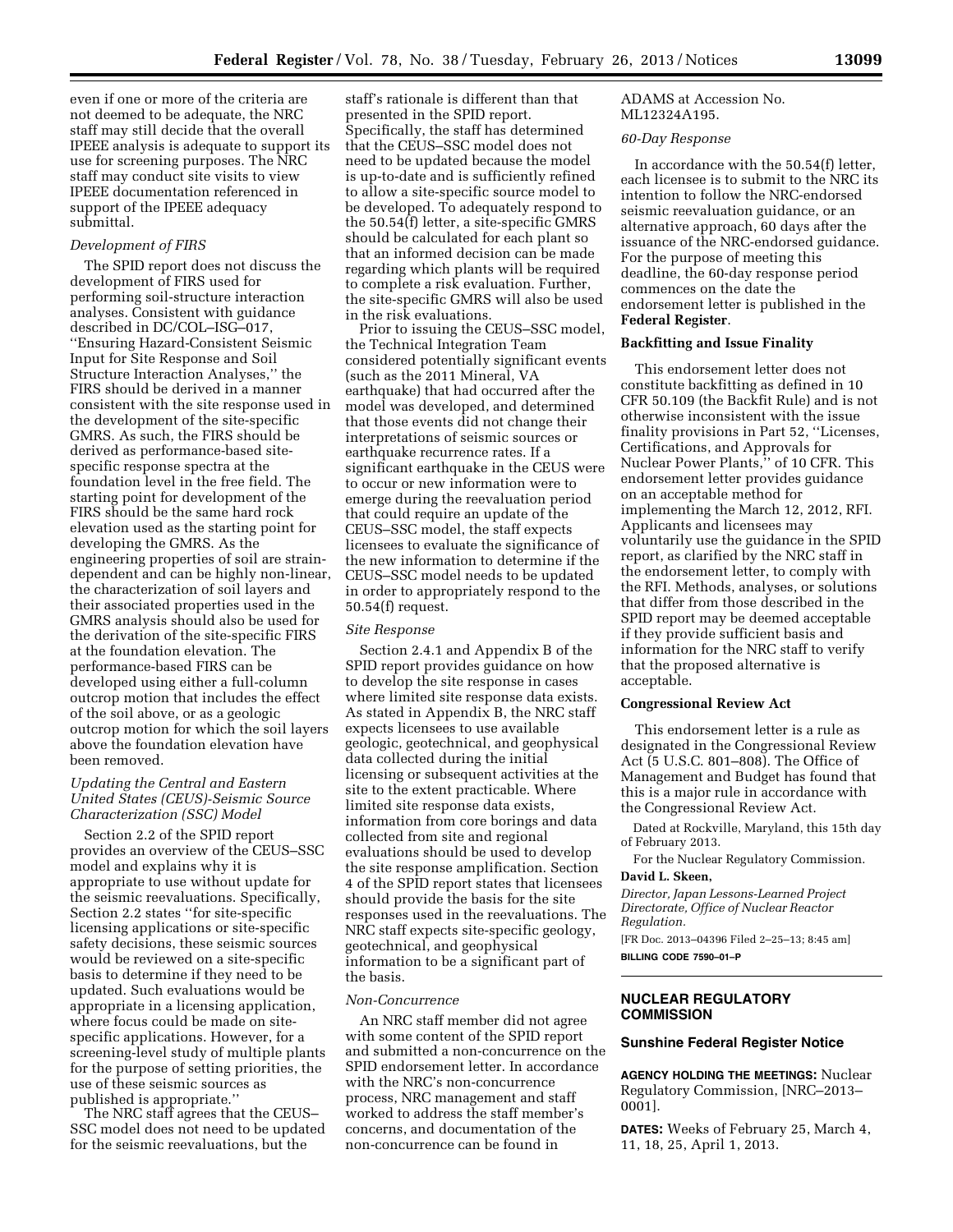even if one or more of the criteria are not deemed to be adequate, the NRC staff may still decide that the overall IPEEE analysis is adequate to support its use for screening purposes. The NRC staff may conduct site visits to view IPEEE documentation referenced in support of the IPEEE adequacy submittal.

*Development of FIRS*

The SPID report does not discuss the development of FIRS used for performing soil-structure interaction analyses. Consistent with guidance described in DC/COL–ISG–017, ''Ensuring Hazard-Consistent Seismic Input for Site Response and Soil Structure Interaction Analyses,'' the FIRS should be derived in a manner consistent with the site response used in the development of the site-specific GMRS. As such, the FIRS should be derived as performance-based site-specific response spectra at the foundation level in the free field. The starting point for development of the FIRS should be the same hard rock elevation used as the starting point for developing the GMRS. As the engineering properties of soil are strain-dependent and can be highly non-linear, the characterization of soil layers and their associated properties used in the GMRS analysis should also be used for the derivation of the site-specific FIRS at the foundation elevation. The performance-based FIRS can be developed using either a full-column outcrop motion that includes the effect of the soil above, or as a geologic outcrop motion for which the soil layers above the foundation elevation have been removed.

*Updating the Central and Eastern United States (CEUS)-Seismic Source Characterization (SSC) Model*

Section 2.2 of the SPID report provides an overview of the CEUS–SSC model and explains why it is appropriate to use without update for the seismic reevaluations. Specifically, Section 2.2 states ''for site-specific licensing applications or site-specific safety decisions, these seismic sources would be reviewed on a site-specific basis to determine if they need to be updated. Such evaluations would be appropriate in a licensing application, where focus could be made on site-specific applications. However, for a screening-level study of multiple plants for the purpose of setting priorities, the use of these seismic sources as published is appropriate.''

The NRC staff agrees that the CEUS–SSC model does not need to be updated for the seismic reevaluations, but the staff's rationale is different than that presented in the SPID report. Specifically, the staff has determined that the CEUS–SSC model does not need to be updated because the model is up-to-date and is sufficiently refined to allow a site-specific source model to be developed. To adequately respond to the 50.54(f) letter, a site-specific GMRS should be calculated for each plant so that an informed decision can be made regarding which plants will be required to complete a risk evaluation. Further, the site-specific GMRS will also be used in the risk evaluations.

Prior to issuing the CEUS–SSC model, the Technical Integration Team considered potentially significant events (such as the 2011 Mineral, VA earthquake) that had occurred after the model was developed, and determined that those events did not change their interpretations of seismic sources or earthquake recurrence rates. If a significant earthquake in the CEUS were to occur or new information were to emerge during the reevaluation period that could require an update of the CEUS–SSC model, the staff expects licensees to evaluate the significance of the new information to determine if the CEUS–SSC model needs to be updated in order to appropriately respond to the 50.54(f) request.

*Site Response*

Section 2.4.1 and Appendix B of the SPID report provides guidance on how to develop the site response in cases where limited site response data exists. As stated in Appendix B, the NRC staff expects licensees to use available geologic, geotechnical, and geophysical data collected during the initial licensing or subsequent activities at the site to the extent practicable. Where limited site response data exists, information from core borings and data collected from site and regional evaluations should be used to develop the site response amplification. Section 4 of the SPID report states that licensees should provide the basis for the site responses used in the reevaluations. The NRC staff expects site-specific geology, geotechnical, and geophysical information to be a significant part of the basis.

*Non-Concurrence*

An NRC staff member did not agree with some content of the SPID report and submitted a non-concurrence on the SPID endorsement letter. In accordance with the NRC's non-concurrence process, NRC management and staff worked to address the staff member's concerns, and documentation of the non-concurrence can be found in ADAMS at Accession No. ML12324A195.

*60-Day Response*

In accordance with the 50.54(f) letter, each licensee is to submit to the NRC its intention to follow the NRC-endorsed seismic reevaluation guidance, or an alternative approach, 60 days after the issuance of the NRC-endorsed guidance. For the purpose of meeting this deadline, the 60-day response period commences on the date the endorsement letter is published in the **Federal Register**.

**Backfitting and Issue Finality**

This endorsement letter does not constitute backfitting as defined in 10 CFR 50.109 (the Backfit Rule) and is not otherwise inconsistent with the issue finality provisions in Part 52, ''Licenses, Certifications, and Approvals for Nuclear Power Plants,'' of 10 CFR. This endorsement letter provides guidance on an acceptable method for implementing the March 12, 2012, RFI. Applicants and licensees may voluntarily use the guidance in the SPID report, as clarified by the NRC staff in the endorsement letter, to comply with the RFI. Methods, analyses, or solutions that differ from those described in the SPID report may be deemed acceptable if they provide sufficient basis and information for the NRC staff to verify that the proposed alternative is acceptable.

**Congressional Review Act**

This endorsement letter is a rule as designated in the Congressional Review Act (5 U.S.C. 801–808). The Office of Management and Budget has found that this is a major rule in accordance with the Congressional Review Act.

Dated at Rockville, Maryland, this 15th day of February 2013.

For the Nuclear Regulatory Commission.

**David L. Skeen,**

*Director, Japan Lessons-Learned Project Directorate, Office of Nuclear Reactor Regulation.*

[FR Doc. 2013–04396 Filed 2–25–13; 8:45 am]

**BILLING CODE 7590–01–P**

---

## NUCLEAR REGULATORY COMMISSION

### Sunshine Federal Register Notice

**AGENCY HOLDING THE MEETINGS:** Nuclear Regulatory Commission, [NRC–2013–0001].

**DATES:** Weeks of February 25, March 4, 11, 18, 25, April 1, 2013.